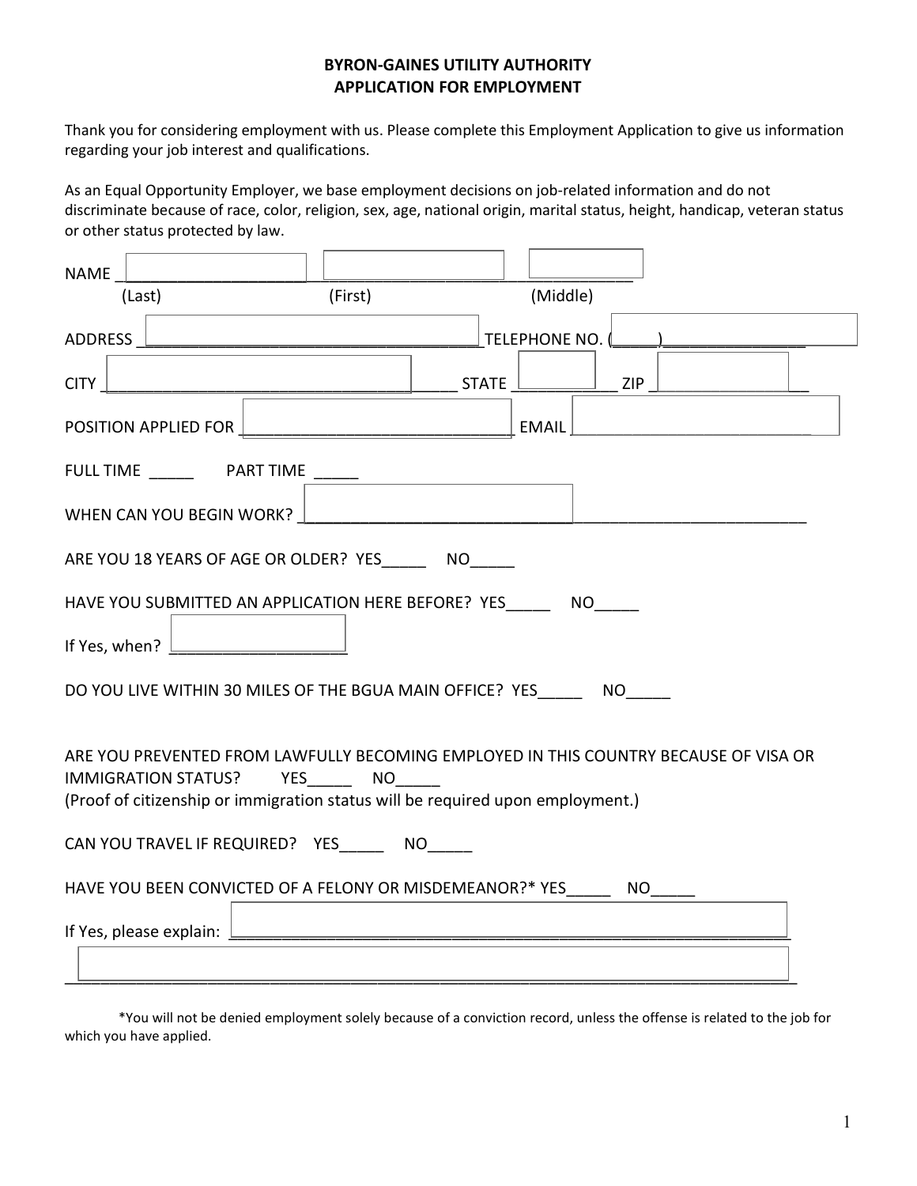**BYRON-GAINES UTILITY AUTHORITY**
**APPLICATION FOR EMPLOYMENT**

Thank you for considering employment with us. Please complete this Employment Application to give us information regarding your job interest and qualifications.

As an Equal Opportunity Employer, we base employment decisions on job-related information and do not discriminate because of race, color, religion, sex, age, national origin, marital status, height, handicap, veteran status or other status protected by law.

NAME ____________________ ____________________ ____________
(Last) (First) (Middle)

ADDRESS ______________________________________ TELEPHONE NO. (_____)_______________

CITY ___________________________________ STATE ___________ ZIP _______________

POSITION APPLIED FOR _____________________________ EMAIL _________________________

FULL TIME _____ PART TIME _____

WHEN CAN YOU BEGIN WORK? ______________________________________________________

ARE YOU 18 YEARS OF AGE OR OLDER? YES_____ NO_____

HAVE YOU SUBMITTED AN APPLICATION HERE BEFORE? YES_____ NO_____

If Yes, when? ___________________

DO YOU LIVE WITHIN 30 MILES OF THE BGUA MAIN OFFICE? YES_____ NO_____

ARE YOU PREVENTED FROM LAWFULLY BECOMING EMPLOYED IN THIS COUNTRY BECAUSE OF VISA OR IMMIGRATION STATUS? YES_____ NO_____
(Proof of citizenship or immigration status will be required upon employment.)

CAN YOU TRAVEL IF REQUIRED? YES_____ NO_____

HAVE YOU BEEN CONVICTED OF A FELONY OR MISDEMEANOR?* YES_____ NO_____

If Yes, please explain: _______________________________________________________________

_____________________________________________________________________________

*You will not be denied employment solely because of a conviction record, unless the offense is related to the job for which you have applied.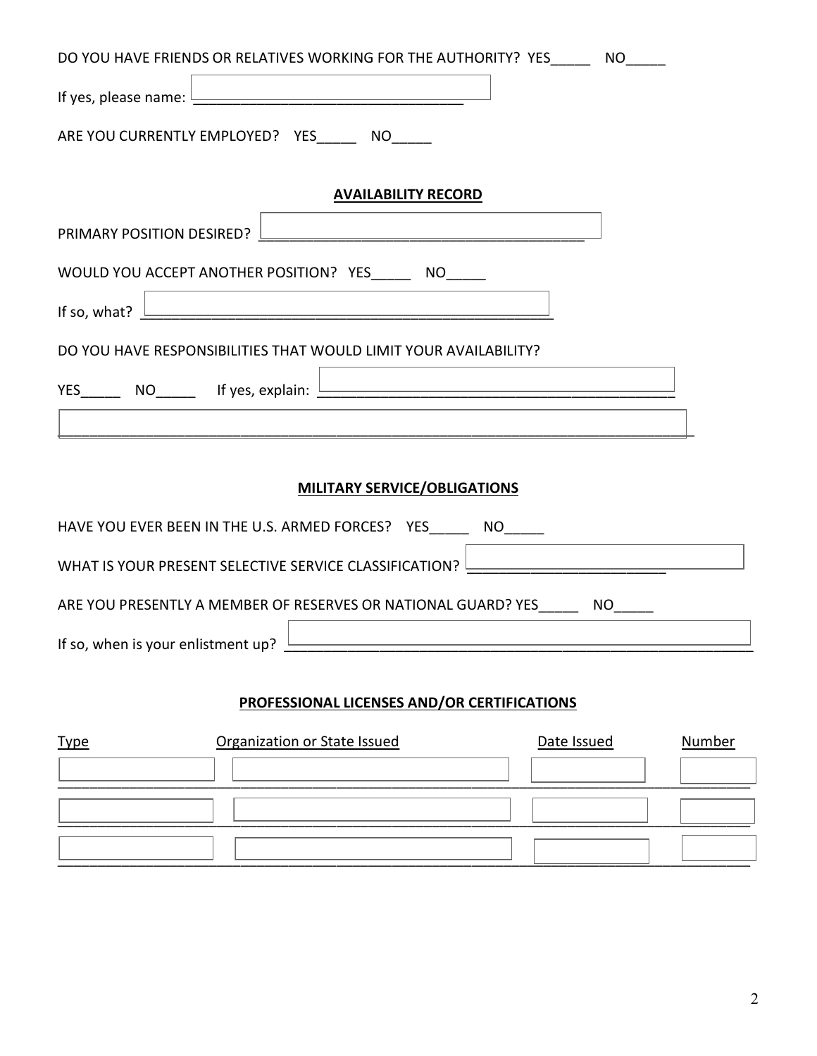DO YOU HAVE FRIENDS OR RELATIVES WORKING FOR THE AUTHORITY? YES_____ NO_____

If yes, please name: ___________________________________

ARE YOU CURRENTLY EMPLOYED? YES_____ NO_____

## AVAILABILITY RECORD

PRIMARY POSITION DESIRED? __________________________________________

WOULD YOU ACCEPT ANOTHER POSITION? YES_____ NO_____

If so, what? ____________________________________________________

DO YOU HAVE RESPONSIBILITIES THAT WOULD LIMIT YOUR AVAILABILITY?

YES_____ NO_____ If yes, explain: _____________________________________________

_______________________________________________________________________________

## MILITARY SERVICE/OBLIGATIONS

HAVE YOU EVER BEEN IN THE U.S. ARMED FORCES? YES_____ NO_____

WHAT IS YOUR PRESENT SELECTIVE SERVICE CLASSIFICATION? _________________________

ARE YOU PRESENTLY A MEMBER OF RESERVES OR NATIONAL GUARD? YES_____ NO_____

If so, when is your enlistment up? ____________________________________________________________

## PROFESSIONAL LICENSES AND/OR CERTIFICATIONS

| Type | Organization or State Issued | Date Issued | Number |
| --- | --- | --- | --- |
| | | | |
| | | | |
| | | | |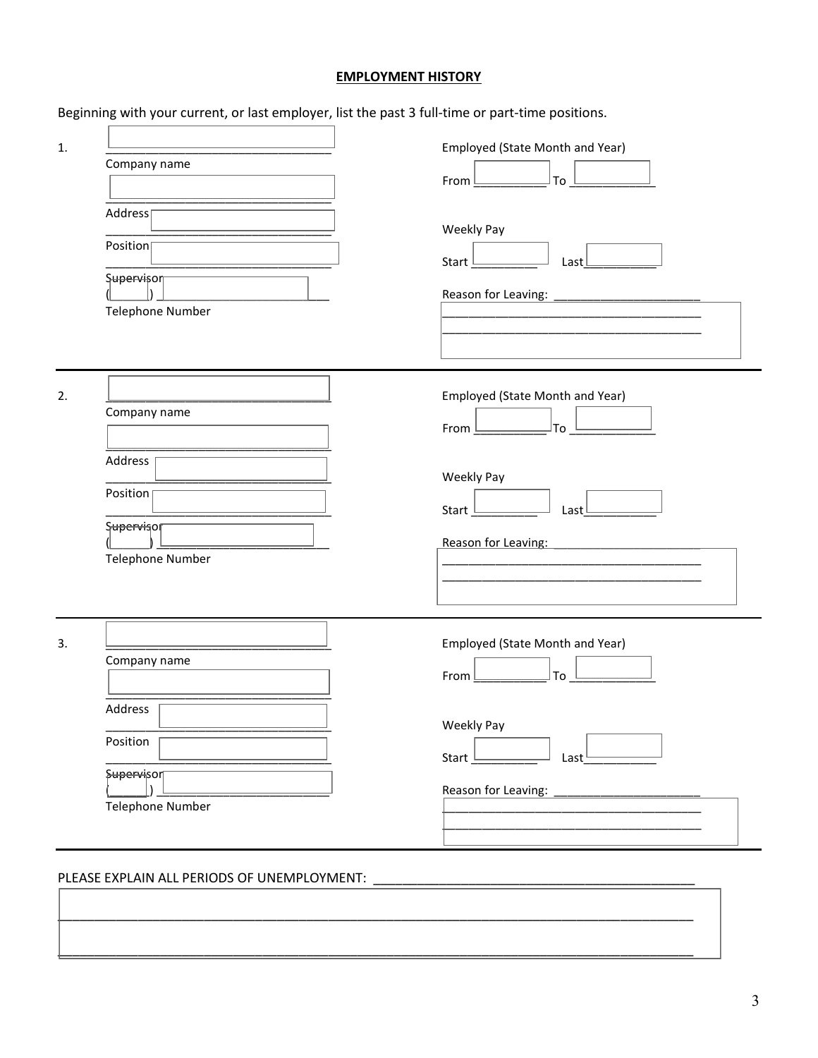**EMPLOYMENT HISTORY**

Beginning with your current, or last employer, list the past 3 full-time or part-time positions.

1\. ________________________________
Company name
________________________________
Address ________________________________
Position ________________________________
Supervisor
(______) ________________________________
Telephone Number

Employed (State Month and Year)

From ___________ To ____________

Weekly Pay

Start __________ Last__________

Reason for Leaving: ______________________
______________________________________
______________________________________

---

2\. ________________________________
Company name
________________________________
Address ________________________________
Position ________________________________
Supervisor
(______) ________________________________
Telephone Number

Employed (State Month and Year)

From ___________ To ____________

Weekly Pay

Start __________ Last__________

Reason for Leaving: ______________________
______________________________________
______________________________________

---

3\. ________________________________
Company name
________________________________
Address ________________________________
Position ________________________________
Supervisor
(______) ________________________________
Telephone Number

Employed (State Month and Year)

From ___________ To ____________

Weekly Pay

Start __________ Last__________

Reason for Leaving: ______________________
______________________________________
______________________________________

---

PLEASE EXPLAIN ALL PERIODS OF UNEMPLOYMENT: ____________________________________________
_____________________________________________________________________________________
_____________________________________________________________________________________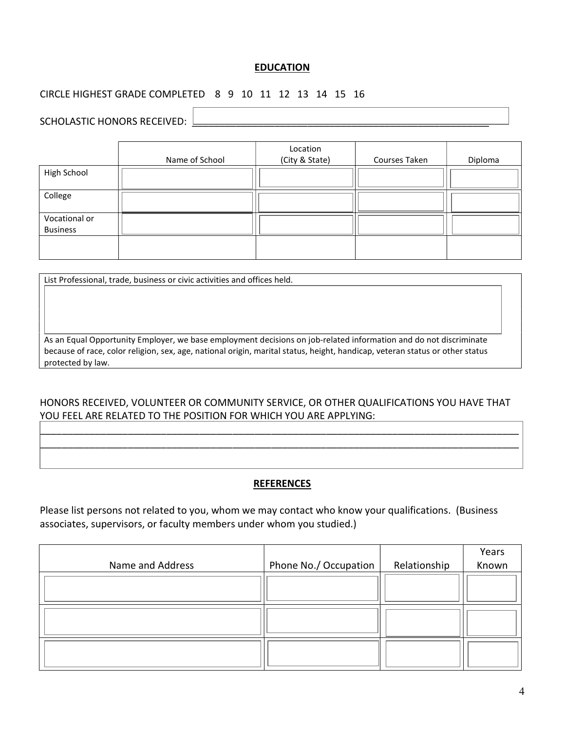## EDUCATION

CIRCLE HIGHEST GRADE COMPLETED 8 9 10 11 12 13 14 15 16

SCHOLASTIC HONORS RECEIVED: ______________________________________________________

| | Name of School | Location (City & State) | Courses Taken | Diploma |
|---|---|---|---|---|
| High School | | | | |
| College | | | | |
| Vocational or Business | | | | |
| | | | | |

List Professional, trade, business or civic activities and offices held.

As an Equal Opportunity Employer, we base employment decisions on job-related information and do not discriminate because of race, color religion, sex, age, national origin, marital status, height, handicap, veteran status or other status protected by law.

HONORS RECEIVED, VOLUNTEER OR COMMUNITY SERVICE, OR OTHER QUALIFICATIONS YOU HAVE THAT YOU FEEL ARE RELATED TO THE POSITION FOR WHICH YOU ARE APPLYING:

_____________________________________________________________________________________

_____________________________________________________________________________________

## REFERENCES

Please list persons not related to you, whom we may contact who know your qualifications. (Business associates, supervisors, or faculty members under whom you studied.)

| Name and Address | Phone No./ Occupation | Relationship | Years Known |
|---|---|---|---|
| | | | |
| | | | |
| | | | |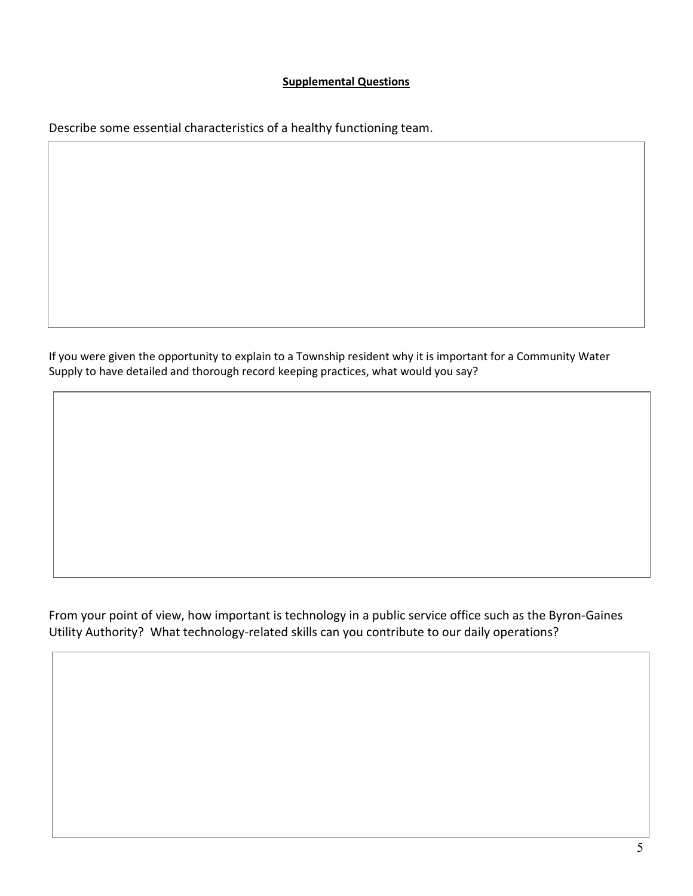**Supplemental Questions**

Describe some essential characteristics of a healthy functioning team.

If you were given the opportunity to explain to a Township resident why it is important for a Community Water Supply to have detailed and thorough record keeping practices, what would you say?

From your point of view, how important is technology in a public service office such as the Byron-Gaines Utility Authority? What technology-related skills can you contribute to our daily operations?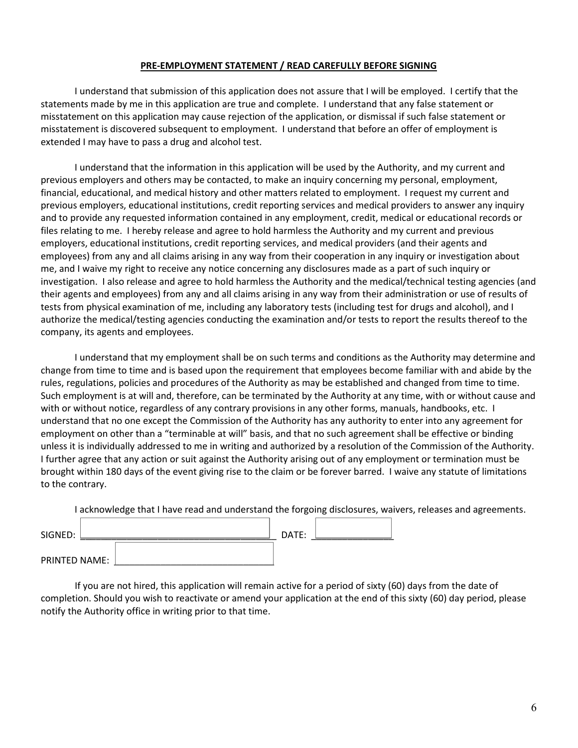**PRE-EMPLOYMENT STATEMENT / READ CAREFULLY BEFORE SIGNING**

I understand that submission of this application does not assure that I will be employed. I certify that the statements made by me in this application are true and complete. I understand that any false statement or misstatement on this application may cause rejection of the application, or dismissal if such false statement or misstatement is discovered subsequent to employment. I understand that before an offer of employment is extended I may have to pass a drug and alcohol test.

I understand that the information in this application will be used by the Authority, and my current and previous employers and others may be contacted, to make an inquiry concerning my personal, employment, financial, educational, and medical history and other matters related to employment. I request my current and previous employers, educational institutions, credit reporting services and medical providers to answer any inquiry and to provide any requested information contained in any employment, credit, medical or educational records or files relating to me. I hereby release and agree to hold harmless the Authority and my current and previous employers, educational institutions, credit reporting services, and medical providers (and their agents and employees) from any and all claims arising in any way from their cooperation in any inquiry or investigation about me, and I waive my right to receive any notice concerning any disclosures made as a part of such inquiry or investigation. I also release and agree to hold harmless the Authority and the medical/technical testing agencies (and their agents and employees) from any and all claims arising in any way from their administration or use of results of tests from physical examination of me, including any laboratory tests (including test for drugs and alcohol), and I authorize the medical/testing agencies conducting the examination and/or tests to report the results thereof to the company, its agents and employees.

I understand that my employment shall be on such terms and conditions as the Authority may determine and change from time to time and is based upon the requirement that employees become familiar with and abide by the rules, regulations, policies and procedures of the Authority as may be established and changed from time to time. Such employment is at will and, therefore, can be terminated by the Authority at any time, with or without cause and with or without notice, regardless of any contrary provisions in any other forms, manuals, handbooks, etc. I understand that no one except the Commission of the Authority has any authority to enter into any agreement for employment on other than a "terminable at will" basis, and that no such agreement shall be effective or binding unless it is individually addressed to me in writing and authorized by a resolution of the Commission of the Authority. I further agree that any action or suit against the Authority arising out of any employment or termination must be brought within 180 days of the event giving rise to the claim or be forever barred. I waive any statute of limitations to the contrary.

I acknowledge that I have read and understand the forgoing disclosures, waivers, releases and agreements.

SIGNED: ____________________________________ DATE: _______________

PRINTED NAME: ______________________________

If you are not hired, this application will remain active for a period of sixty (60) days from the date of completion. Should you wish to reactivate or amend your application at the end of this sixty (60) day period, please notify the Authority office in writing prior to that time.